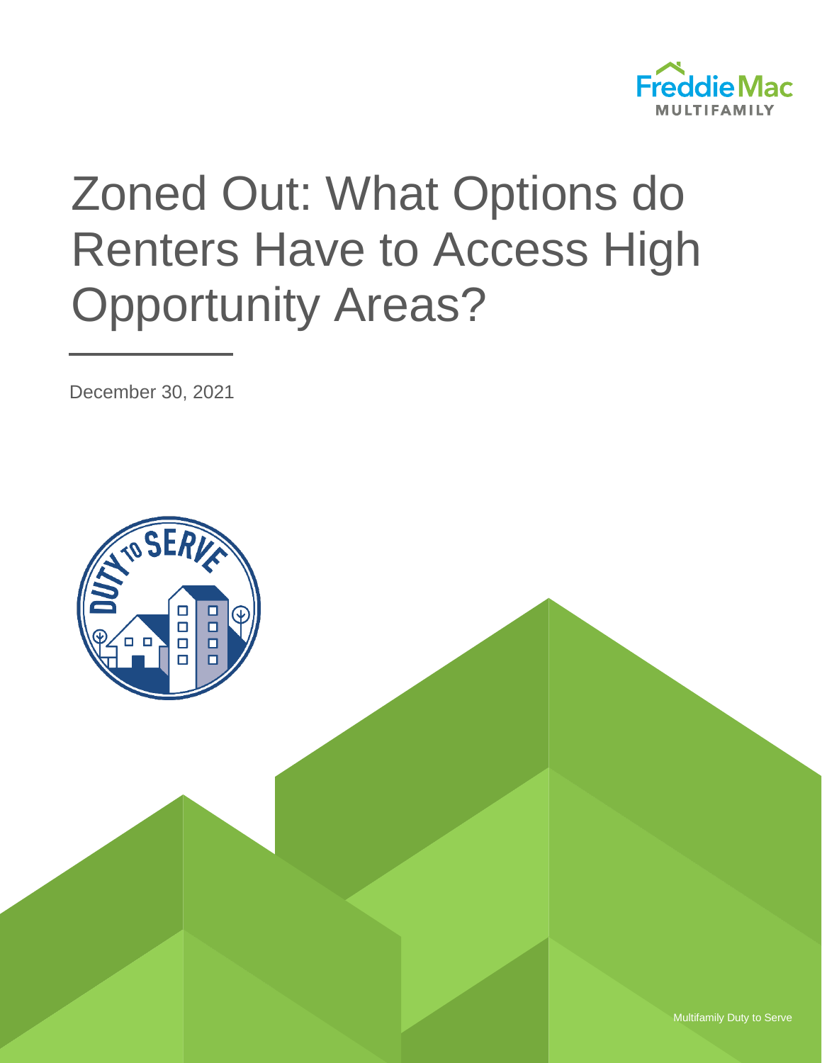Freddie Mac MULTIFAMILY

# Zoned Out: What Options do Renters Have to Access High Opportunity Areas?

December 30, 2021

Multifamily Duty to Serve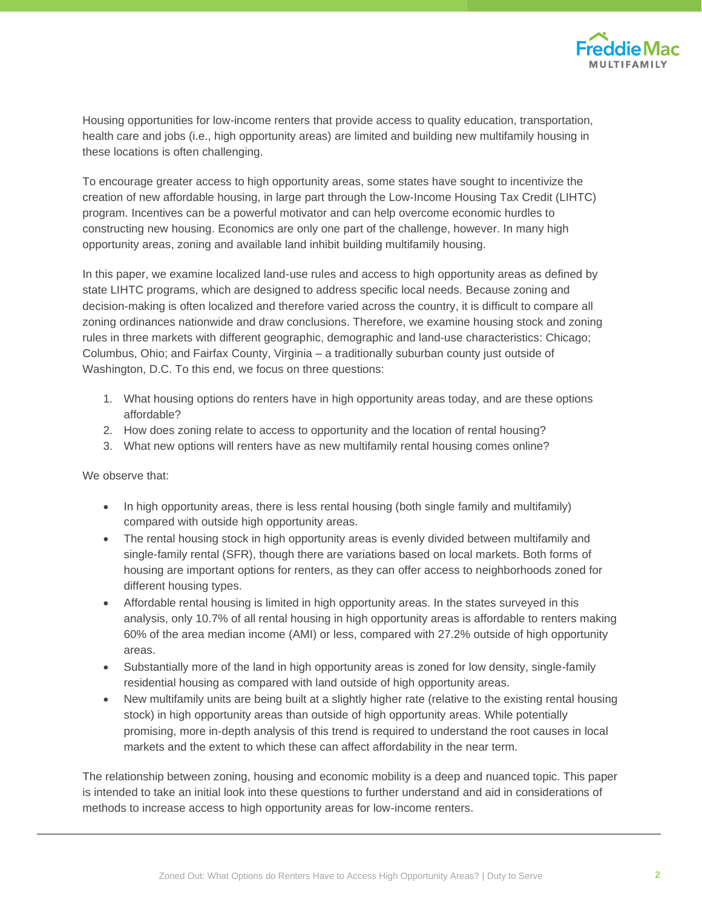Housing opportunities for low-income renters that provide access to quality education, transportation, health care and jobs (i.e., high opportunity areas) are limited and building new multifamily housing in these locations is often challenging.

To encourage greater access to high opportunity areas, some states have sought to incentivize the creation of new affordable housing, in large part through the Low-Income Housing Tax Credit (LIHTC) program. Incentives can be a powerful motivator and can help overcome economic hurdles to constructing new housing. Economics are only one part of the challenge, however. In many high opportunity areas, zoning and available land inhibit building multifamily housing.

In this paper, we examine localized land-use rules and access to high opportunity areas as defined by state LIHTC programs, which are designed to address specific local needs. Because zoning and decision-making is often localized and therefore varied across the country, it is difficult to compare all zoning ordinances nationwide and draw conclusions. Therefore, we examine housing stock and zoning rules in three markets with different geographic, demographic and land-use characteristics: Chicago; Columbus, Ohio; and Fairfax County, Virginia – a traditionally suburban county just outside of Washington, D.C. To this end, we focus on three questions:

1. What housing options do renters have in high opportunity areas today, and are these options affordable?
2. How does zoning relate to access to opportunity and the location of rental housing?
3. What new options will renters have as new multifamily rental housing comes online?

We observe that:

- In high opportunity areas, there is less rental housing (both single family and multifamily) compared with outside high opportunity areas.
- The rental housing stock in high opportunity areas is evenly divided between multifamily and single-family rental (SFR), though there are variations based on local markets. Both forms of housing are important options for renters, as they can offer access to neighborhoods zoned for different housing types.
- Affordable rental housing is limited in high opportunity areas. In the states surveyed in this analysis, only 10.7% of all rental housing in high opportunity areas is affordable to renters making 60% of the area median income (AMI) or less, compared with 27.2% outside of high opportunity areas.
- Substantially more of the land in high opportunity areas is zoned for low density, single-family residential housing as compared with land outside of high opportunity areas.
- New multifamily units are being built at a slightly higher rate (relative to the existing rental housing stock) in high opportunity areas than outside of high opportunity areas. While potentially promising, more in-depth analysis of this trend is required to understand the root causes in local markets and the extent to which these can affect affordability in the near term.

The relationship between zoning, housing and economic mobility is a deep and nuanced topic. This paper is intended to take an initial look into these questions to further understand and aid in considerations of methods to increase access to high opportunity areas for low-income renters.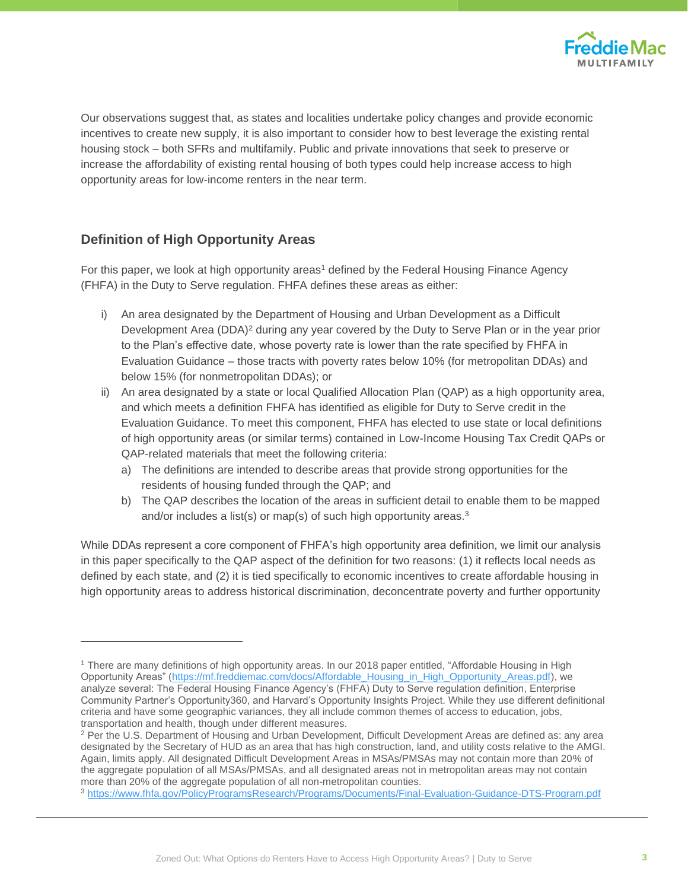Our observations suggest that, as states and localities undertake policy changes and provide economic incentives to create new supply, it is also important to consider how to best leverage the existing rental housing stock – both SFRs and multifamily. Public and private innovations that seek to preserve or increase the affordability of existing rental housing of both types could help increase access to high opportunity areas for low-income renters in the near term.

## Definition of High Opportunity Areas

For this paper, we look at high opportunity areas[1] defined by the Federal Housing Finance Agency (FHFA) in the Duty to Serve regulation. FHFA defines these areas as either:

i) An area designated by the Department of Housing and Urban Development as a Difficult Development Area (DDA)[2] during any year covered by the Duty to Serve Plan or in the year prior to the Plan's effective date, whose poverty rate is lower than the rate specified by FHFA in Evaluation Guidance – those tracts with poverty rates below 10% (for metropolitan DDAs) and below 15% (for nonmetropolitan DDAs); or

ii) An area designated by a state or local Qualified Allocation Plan (QAP) as a high opportunity area, and which meets a definition FHFA has identified as eligible for Duty to Serve credit in the Evaluation Guidance. To meet this component, FHFA has elected to use state or local definitions of high opportunity areas (or similar terms) contained in Low-Income Housing Tax Credit QAPs or QAP-related materials that meet the following criteria:
   a) The definitions are intended to describe areas that provide strong opportunities for the residents of housing funded through the QAP; and
   b) The QAP describes the location of the areas in sufficient detail to enable them to be mapped and/or includes a list(s) or map(s) of such high opportunity areas.[3]

While DDAs represent a core component of FHFA's high opportunity area definition, we limit our analysis in this paper specifically to the QAP aspect of the definition for two reasons: (1) it reflects local needs as defined by each state, and (2) it is tied specifically to economic incentives to create affordable housing in high opportunity areas to address historical discrimination, deconcentrate poverty and further opportunity

---

[1] There are many definitions of high opportunity areas. In our 2018 paper entitled, "Affordable Housing in High Opportunity Areas" (https://mf.freddiemac.com/docs/Affordable_Housing_in_High_Opportunity_Areas.pdf), we analyze several: The Federal Housing Finance Agency's (FHFA) Duty to Serve regulation definition, Enterprise Community Partner's Opportunity360, and Harvard's Opportunity Insights Project. While they use different definitional criteria and have some geographic variances, they all include common themes of access to education, jobs, transportation and health, though under different measures.

[2] Per the U.S. Department of Housing and Urban Development, Difficult Development Areas are defined as: any area designated by the Secretary of HUD as an area that has high construction, land, and utility costs relative to the AMGI. Again, limits apply. All designated Difficult Development Areas in MSAs/PMSAs may not contain more than 20% of the aggregate population of all MSAs/PMSAs, and all designated areas not in metropolitan areas may not contain more than 20% of the aggregate population of all non-metropolitan counties.

[3] https://www.fhfa.gov/PolicyProgramsResearch/Programs/Documents/Final-Evaluation-Guidance-DTS-Program.pdf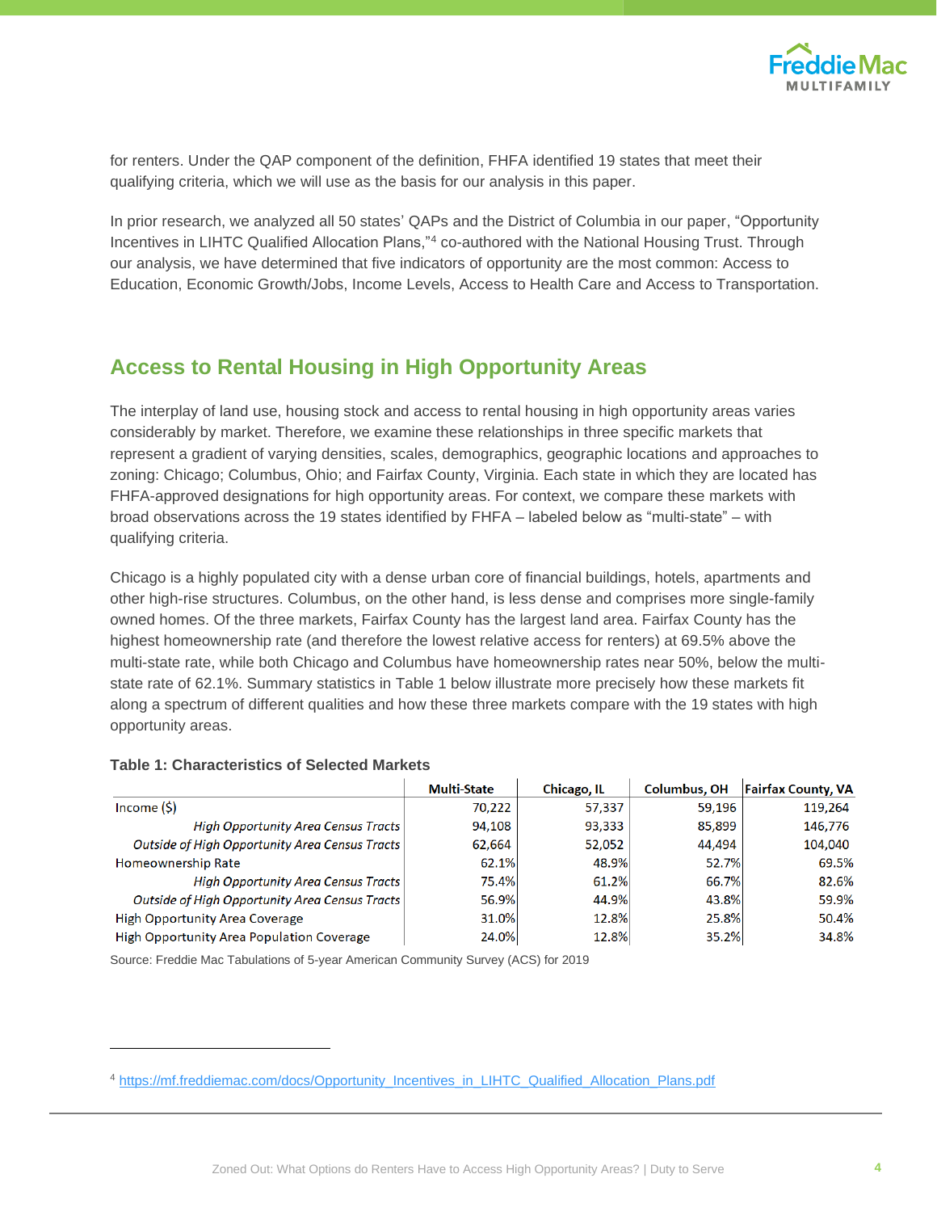for renters. Under the QAP component of the definition, FHFA identified 19 states that meet their qualifying criteria, which we will use as the basis for our analysis in this paper.

In prior research, we analyzed all 50 states' QAPs and the District of Columbia in our paper, "Opportunity Incentives in LIHTC Qualified Allocation Plans,"[4] co-authored with the National Housing Trust. Through our analysis, we have determined that five indicators of opportunity are the most common: Access to Education, Economic Growth/Jobs, Income Levels, Access to Health Care and Access to Transportation.

## Access to Rental Housing in High Opportunity Areas

The interplay of land use, housing stock and access to rental housing in high opportunity areas varies considerably by market. Therefore, we examine these relationships in three specific markets that represent a gradient of varying densities, scales, demographics, geographic locations and approaches to zoning: Chicago; Columbus, Ohio; and Fairfax County, Virginia. Each state in which they are located has FHFA-approved designations for high opportunity areas. For context, we compare these markets with broad observations across the 19 states identified by FHFA – labeled below as "multi-state" – with qualifying criteria.

Chicago is a highly populated city with a dense urban core of financial buildings, hotels, apartments and other high-rise structures. Columbus, on the other hand, is less dense and comprises more single-family owned homes. Of the three markets, Fairfax County has the largest land area. Fairfax County has the highest homeownership rate (and therefore the lowest relative access for renters) at 69.5% above the multi-state rate, while both Chicago and Columbus have homeownership rates near 50%, below the multi-state rate of 62.1%. Summary statistics in Table 1 below illustrate more precisely how these markets fit along a spectrum of different qualities and how these three markets compare with the 19 states with high opportunity areas.

**Table 1: Characteristics of Selected Markets**

| | Multi-State | Chicago, IL | Columbus, OH | Fairfax County, VA |
|---|---|---|---|---|
| Income ($) | 70,222 | 57,337 | 59,196 | 119,264 |
| *High Opportunity Area Census Tracts* | 94,108 | 93,333 | 85,899 | 146,776 |
| *Outside of High Opportunity Area Census Tracts* | 62,664 | 52,052 | 44,494 | 104,040 |
| Homeownership Rate | 62.1% | 48.9% | 52.7% | 69.5% |
| *High Opportunity Area Census Tracts* | 75.4% | 61.2% | 66.7% | 82.6% |
| *Outside of High Opportunity Area Census Tracts* | 56.9% | 44.9% | 43.8% | 59.9% |
| High Opportunity Area Coverage | 31.0% | 12.8% | 25.8% | 50.4% |
| High Opportunity Area Population Coverage | 24.0% | 12.8% | 35.2% | 34.8% |

Source: Freddie Mac Tabulations of 5-year American Community Survey (ACS) for 2019

[4] https://mf.freddiemac.com/docs/Opportunity_Incentives_in_LIHTC_Qualified_Allocation_Plans.pdf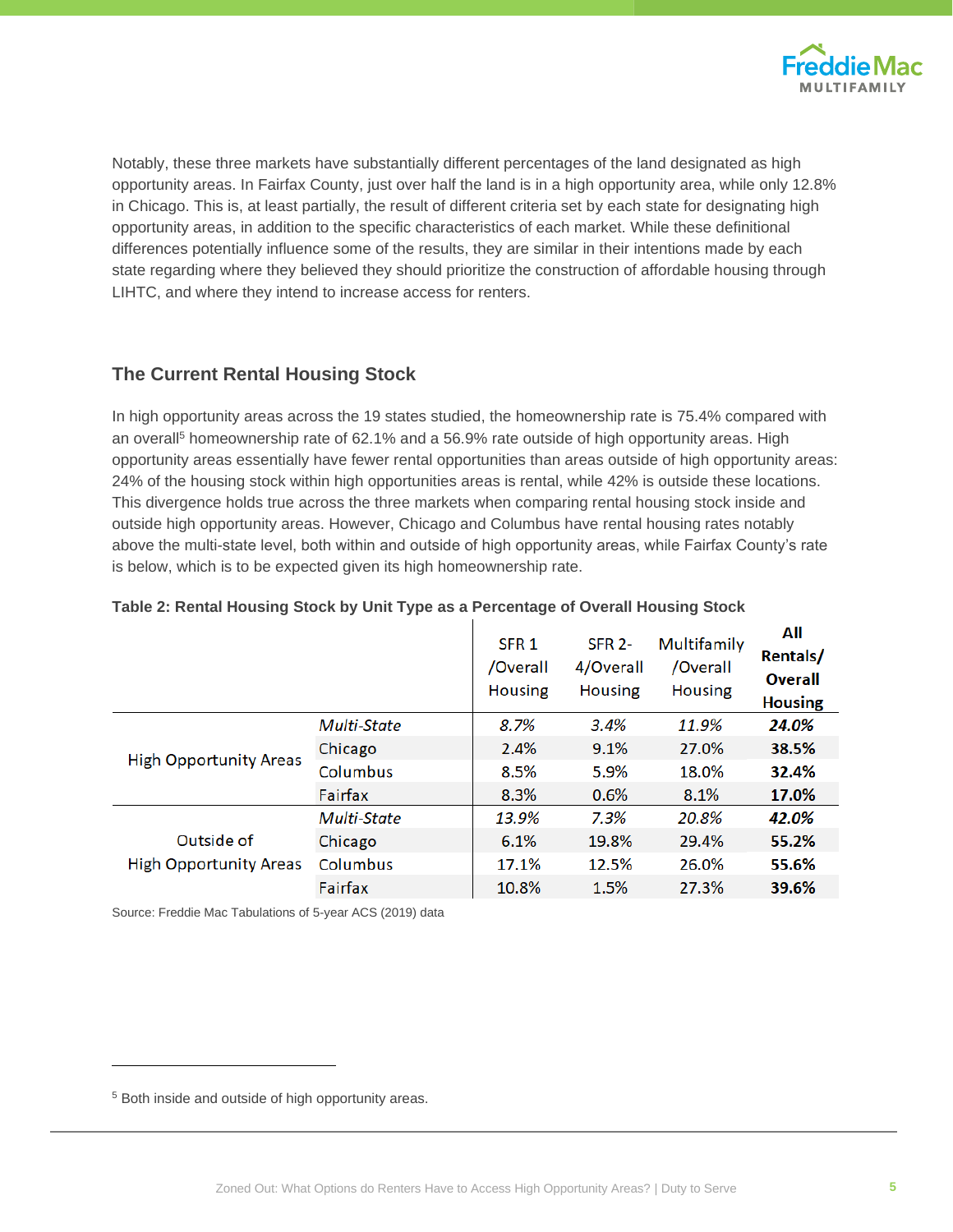Notably, these three markets have substantially different percentages of the land designated as high opportunity areas. In Fairfax County, just over half the land is in a high opportunity area, while only 12.8% in Chicago. This is, at least partially, the result of different criteria set by each state for designating high opportunity areas, in addition to the specific characteristics of each market. While these definitional differences potentially influence some of the results, they are similar in their intentions made by each state regarding where they believed they should prioritize the construction of affordable housing through LIHTC, and where they intend to increase access for renters.

## The Current Rental Housing Stock

In high opportunity areas across the 19 states studied, the homeownership rate is 75.4% compared with an overall[5] homeownership rate of 62.1% and a 56.9% rate outside of high opportunity areas. High opportunity areas essentially have fewer rental opportunities than areas outside of high opportunity areas: 24% of the housing stock within high opportunities areas is rental, while 42% is outside these locations. This divergence holds true across the three markets when comparing rental housing stock inside and outside high opportunity areas. However, Chicago and Columbus have rental housing rates notably above the multi-state level, both within and outside of high opportunity areas, while Fairfax County's rate is below, which is to be expected given its high homeownership rate.

**Table 2: Rental Housing Stock by Unit Type as a Percentage of Overall Housing Stock**

| | | SFR 1 /Overall Housing | SFR 2-4/Overall Housing | Multifamily /Overall Housing | **All Rentals/ Overall Housing** |
|---|---|---|---|---|---|
| High Opportunity Areas | *Multi-State* | *8.7%* | *3.4%* | *11.9%* | ***24.0%*** |
| | Chicago | 2.4% | 9.1% | 27.0% | **38.5%** |
| | Columbus | 8.5% | 5.9% | 18.0% | **32.4%** |
| | Fairfax | 8.3% | 0.6% | 8.1% | **17.0%** |
| Outside of High Opportunity Areas | *Multi-State* | *13.9%* | *7.3%* | *20.8%* | ***42.0%*** |
| | Chicago | 6.1% | 19.8% | 29.4% | **55.2%** |
| | Columbus | 17.1% | 12.5% | 26.0% | **55.6%** |
| | Fairfax | 10.8% | 1.5% | 27.3% | **39.6%** |

Source: Freddie Mac Tabulations of 5-year ACS (2019) data

[5] Both inside and outside of high opportunity areas.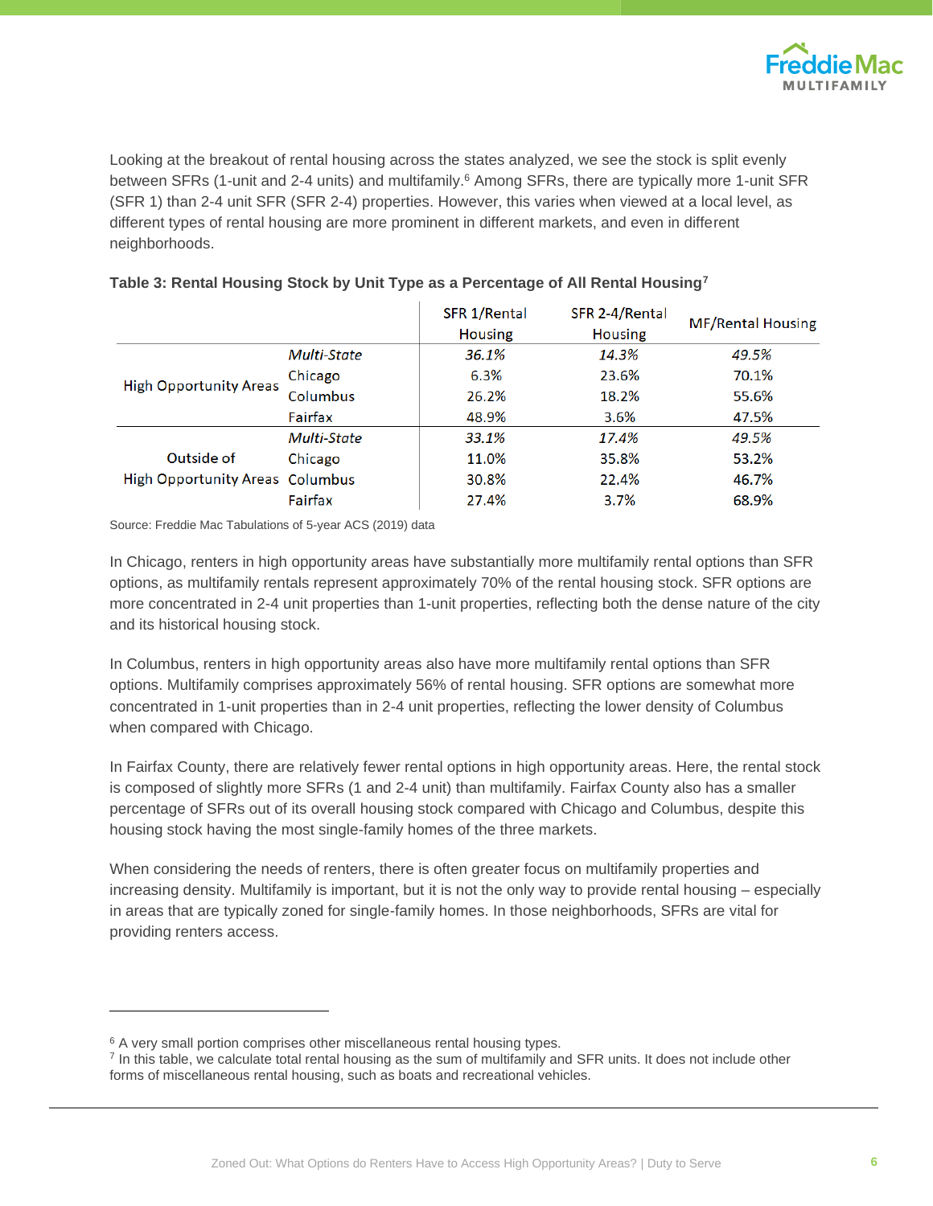Looking at the breakout of rental housing across the states analyzed, we see the stock is split evenly between SFRs (1-unit and 2-4 units) and multifamily.[6] Among SFRs, there are typically more 1-unit SFR (SFR 1) than 2-4 unit SFR (SFR 2-4) properties. However, this varies when viewed at a local level, as different types of rental housing are more prominent in different markets, and even in different neighborhoods.

**Table 3: Rental Housing Stock by Unit Type as a Percentage of All Rental Housing[7]**

| | | SFR 1/Rental Housing | SFR 2-4/Rental Housing | MF/Rental Housing |
|---|---|---|---|---|
| High Opportunity Areas | *Multi-State* | *36.1%* | *14.3%* | *49.5%* |
| | Chicago | 6.3% | 23.6% | 70.1% |
| | Columbus | 26.2% | 18.2% | 55.6% |
| | Fairfax | 48.9% | 3.6% | 47.5% |
| Outside of High Opportunity Areas | *Multi-State* | *33.1%* | *17.4%* | *49.5%* |
| | Chicago | 11.0% | 35.8% | 53.2% |
| | Columbus | 30.8% | 22.4% | 46.7% |
| | Fairfax | 27.4% | 3.7% | 68.9% |

Source: Freddie Mac Tabulations of 5-year ACS (2019) data

In Chicago, renters in high opportunity areas have substantially more multifamily rental options than SFR options, as multifamily rentals represent approximately 70% of the rental housing stock. SFR options are more concentrated in 2-4 unit properties than 1-unit properties, reflecting both the dense nature of the city and its historical housing stock.

In Columbus, renters in high opportunity areas also have more multifamily rental options than SFR options. Multifamily comprises approximately 56% of rental housing. SFR options are somewhat more concentrated in 1-unit properties than in 2-4 unit properties, reflecting the lower density of Columbus when compared with Chicago.

In Fairfax County, there are relatively fewer rental options in high opportunity areas. Here, the rental stock is composed of slightly more SFRs (1 and 2-4 unit) than multifamily. Fairfax County also has a smaller percentage of SFRs out of its overall housing stock compared with Chicago and Columbus, despite this housing stock having the most single-family homes of the three markets.

When considering the needs of renters, there is often greater focus on multifamily properties and increasing density. Multifamily is important, but it is not the only way to provide rental housing – especially in areas that are typically zoned for single-family homes. In those neighborhoods, SFRs are vital for providing renters access.

---

[6] A very small portion comprises other miscellaneous rental housing types.

[7] In this table, we calculate total rental housing as the sum of multifamily and SFR units. It does not include other forms of miscellaneous rental housing, such as boats and recreational vehicles.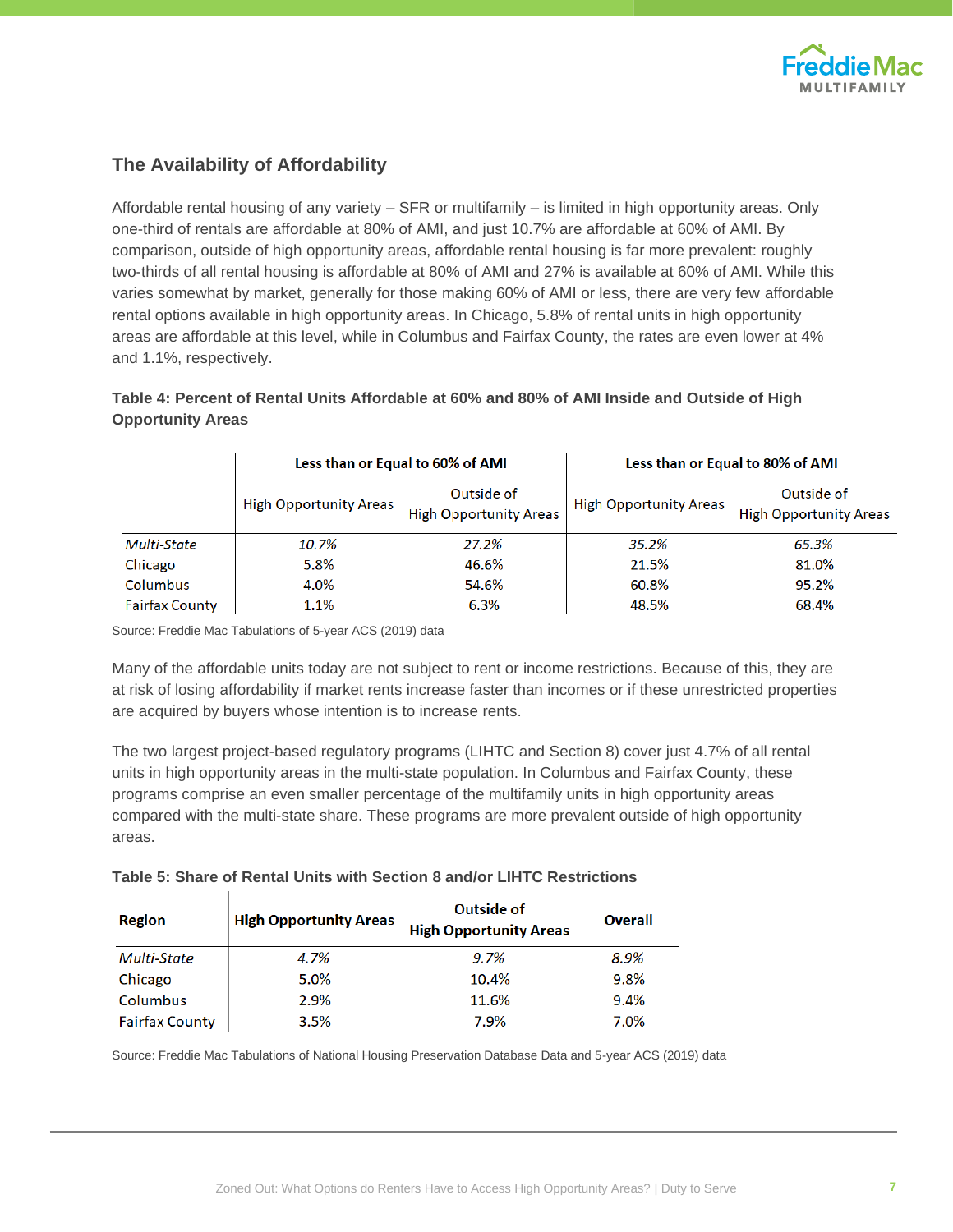## The Availability of Affordability

Affordable rental housing of any variety – SFR or multifamily – is limited in high opportunity areas. Only one-third of rentals are affordable at 80% of AMI, and just 10.7% are affordable at 60% of AMI. By comparison, outside of high opportunity areas, affordable rental housing is far more prevalent: roughly two-thirds of all rental housing is affordable at 80% of AMI and 27% is available at 60% of AMI. While this varies somewhat by market, generally for those making 60% of AMI or less, there are very few affordable rental options available in high opportunity areas. In Chicago, 5.8% of rental units in high opportunity areas are affordable at this level, while in Columbus and Fairfax County, the rates are even lower at 4% and 1.1%, respectively.

**Table 4: Percent of Rental Units Affordable at 60% and 80% of AMI Inside and Outside of High Opportunity Areas**

| | Less than or Equal to 60% of AMI | | Less than or Equal to 80% of AMI | |
|---|---|---|---|---|
| | High Opportunity Areas | Outside of High Opportunity Areas | High Opportunity Areas | Outside of High Opportunity Areas |
| *Multi-State* | *10.7%* | *27.2%* | *35.2%* | *65.3%* |
| Chicago | 5.8% | 46.6% | 21.5% | 81.0% |
| Columbus | 4.0% | 54.6% | 60.8% | 95.2% |
| Fairfax County | 1.1% | 6.3% | 48.5% | 68.4% |

Source: Freddie Mac Tabulations of 5-year ACS (2019) data

Many of the affordable units today are not subject to rent or income restrictions. Because of this, they are at risk of losing affordability if market rents increase faster than incomes or if these unrestricted properties are acquired by buyers whose intention is to increase rents.

The two largest project-based regulatory programs (LIHTC and Section 8) cover just 4.7% of all rental units in high opportunity areas in the multi-state population. In Columbus and Fairfax County, these programs comprise an even smaller percentage of the multifamily units in high opportunity areas compared with the multi-state share. These programs are more prevalent outside of high opportunity areas.

**Table 5: Share of Rental Units with Section 8 and/or LIHTC Restrictions**

| Region | High Opportunity Areas | Outside of High Opportunity Areas | Overall |
|---|---|---|---|
| *Multi-State* | *4.7%* | *9.7%* | *8.9%* |
| Chicago | 5.0% | 10.4% | 9.8% |
| Columbus | 2.9% | 11.6% | 9.4% |
| Fairfax County | 3.5% | 7.9% | 7.0% |

Source: Freddie Mac Tabulations of National Housing Preservation Database Data and 5-year ACS (2019) data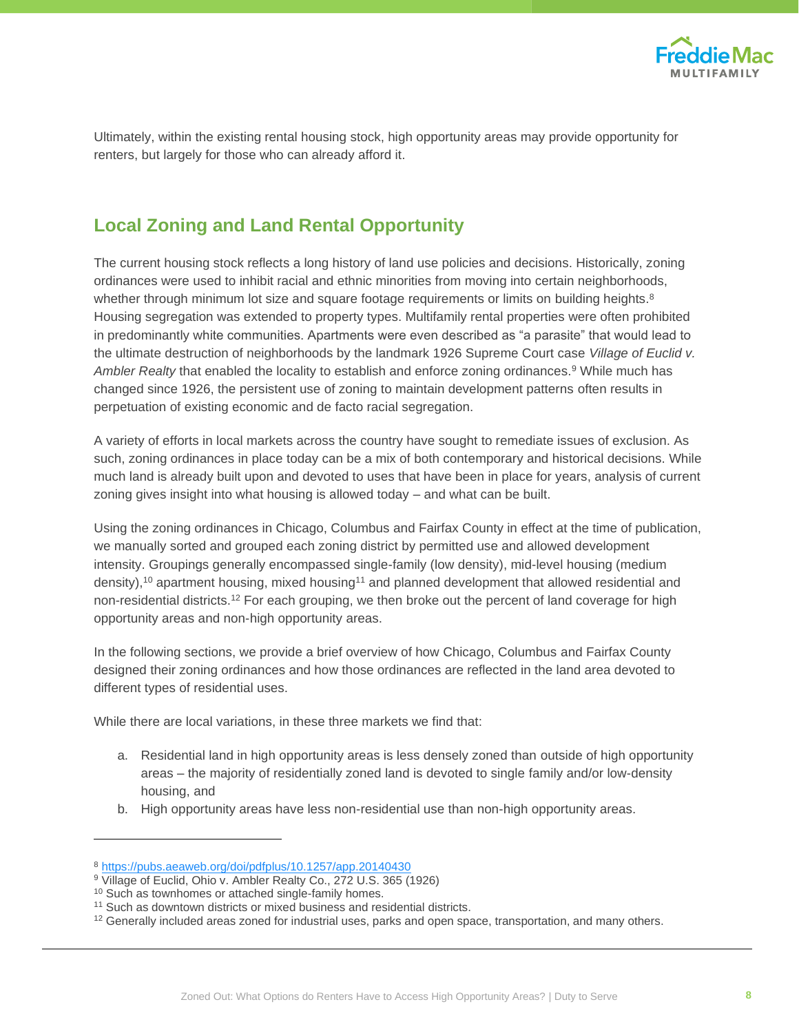Ultimately, within the existing rental housing stock, high opportunity areas may provide opportunity for renters, but largely for those who can already afford it.

## Local Zoning and Land Rental Opportunity

The current housing stock reflects a long history of land use policies and decisions. Historically, zoning ordinances were used to inhibit racial and ethnic minorities from moving into certain neighborhoods, whether through minimum lot size and square footage requirements or limits on building heights.[8] Housing segregation was extended to property types. Multifamily rental properties were often prohibited in predominantly white communities. Apartments were even described as "a parasite" that would lead to the ultimate destruction of neighborhoods by the landmark 1926 Supreme Court case *Village of Euclid v. Ambler Realty* that enabled the locality to establish and enforce zoning ordinances.[9] While much has changed since 1926, the persistent use of zoning to maintain development patterns often results in perpetuation of existing economic and de facto racial segregation.

A variety of efforts in local markets across the country have sought to remediate issues of exclusion. As such, zoning ordinances in place today can be a mix of both contemporary and historical decisions. While much land is already built upon and devoted to uses that have been in place for years, analysis of current zoning gives insight into what housing is allowed today – and what can be built.

Using the zoning ordinances in Chicago, Columbus and Fairfax County in effect at the time of publication, we manually sorted and grouped each zoning district by permitted use and allowed development intensity. Groupings generally encompassed single-family (low density), mid-level housing (medium density),[10] apartment housing, mixed housing[11] and planned development that allowed residential and non-residential districts.[12] For each grouping, we then broke out the percent of land coverage for high opportunity areas and non-high opportunity areas.

In the following sections, we provide a brief overview of how Chicago, Columbus and Fairfax County designed their zoning ordinances and how those ordinances are reflected in the land area devoted to different types of residential uses.

While there are local variations, in these three markets we find that:

a. Residential land in high opportunity areas is less densely zoned than outside of high opportunity areas – the majority of residentially zoned land is devoted to single family and/or low-density housing, and
b. High opportunity areas have less non-residential use than non-high opportunity areas.

---

[8] https://pubs.aeaweb.org/doi/pdfplus/10.1257/app.20140430
[9] Village of Euclid, Ohio v. Ambler Realty Co., 272 U.S. 365 (1926)
[10] Such as townhomes or attached single-family homes.
[11] Such as downtown districts or mixed business and residential districts.
[12] Generally included areas zoned for industrial uses, parks and open space, transportation, and many others.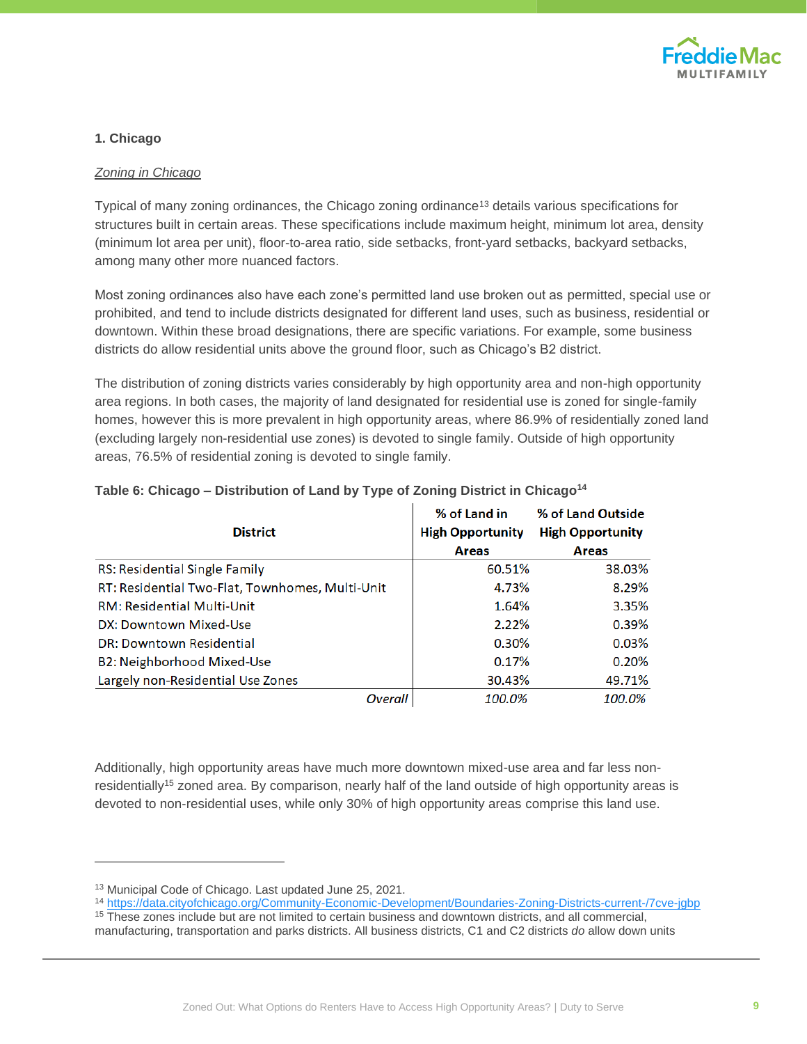### 1. Chicago

*Zoning in Chicago*

Typical of many zoning ordinances, the Chicago zoning ordinance[13] details various specifications for structures built in certain areas. These specifications include maximum height, minimum lot area, density (minimum lot area per unit), floor-to-area ratio, side setbacks, front-yard setbacks, backyard setbacks, among many other more nuanced factors.

Most zoning ordinances also have each zone's permitted land use broken out as permitted, special use or prohibited, and tend to include districts designated for different land uses, such as business, residential or downtown. Within these broad designations, there are specific variations. For example, some business districts do allow residential units above the ground floor, such as Chicago's B2 district.

The distribution of zoning districts varies considerably by high opportunity area and non-high opportunity area regions. In both cases, the majority of land designated for residential use is zoned for single-family homes, however this is more prevalent in high opportunity areas, where 86.9% of residentially zoned land (excluding largely non-residential use zones) is devoted to single family. Outside of high opportunity areas, 76.5% of residential zoning is devoted to single family.

**Table 6: Chicago – Distribution of Land by Type of Zoning District in Chicago[14]**

| District | % of Land in High Opportunity Areas | % of Land Outside High Opportunity Areas |
|---|---|---|
| RS: Residential Single Family | 60.51% | 38.03% |
| RT: Residential Two-Flat, Townhomes, Multi-Unit | 4.73% | 8.29% |
| RM: Residential Multi-Unit | 1.64% | 3.35% |
| DX: Downtown Mixed-Use | 2.22% | 0.39% |
| DR: Downtown Residential | 0.30% | 0.03% |
| B2: Neighborhood Mixed-Use | 0.17% | 0.20% |
| Largely non-Residential Use Zones | 30.43% | 49.71% |
| *Overall* | *100.0%* | *100.0%* |

Additionally, high opportunity areas have much more downtown mixed-use area and far less non-residentially[15] zoned area. By comparison, nearly half of the land outside of high opportunity areas is devoted to non-residential uses, while only 30% of high opportunity areas comprise this land use.

---

[13] Municipal Code of Chicago. Last updated June 25, 2021.

[14] https://data.cityofchicago.org/Community-Economic-Development/Boundaries-Zoning-Districts-current-/7cve-jgbp

[15] These zones include but are not limited to certain business and downtown districts, and all commercial, manufacturing, transportation and parks districts. All business districts, C1 and C2 districts *do* allow down units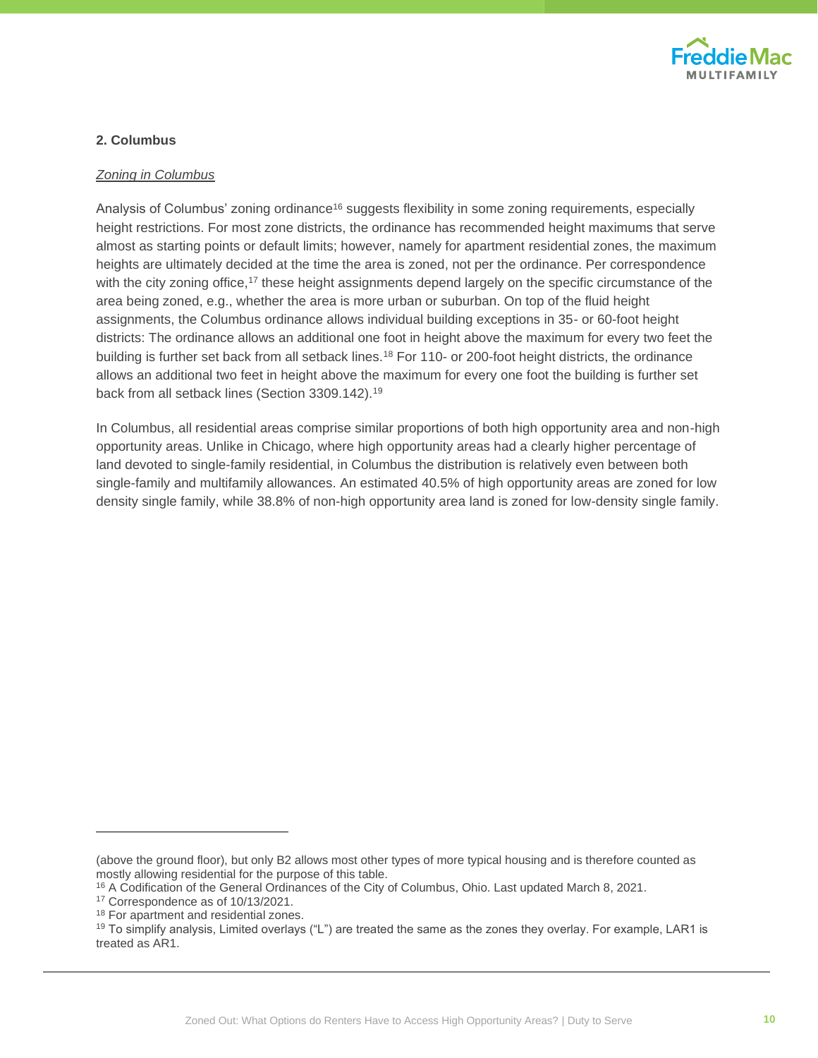### 2. Columbus

*Zoning in Columbus*

Analysis of Columbus' zoning ordinance[16] suggests flexibility in some zoning requirements, especially height restrictions. For most zone districts, the ordinance has recommended height maximums that serve almost as starting points or default limits; however, namely for apartment residential zones, the maximum heights are ultimately decided at the time the area is zoned, not per the ordinance. Per correspondence with the city zoning office,[17] these height assignments depend largely on the specific circumstance of the area being zoned, e.g., whether the area is more urban or suburban. On top of the fluid height assignments, the Columbus ordinance allows individual building exceptions in 35- or 60-foot height districts: The ordinance allows an additional one foot in height above the maximum for every two feet the building is further set back from all setback lines.[18] For 110- or 200-foot height districts, the ordinance allows an additional two feet in height above the maximum for every one foot the building is further set back from all setback lines (Section 3309.142).[19]

In Columbus, all residential areas comprise similar proportions of both high opportunity area and non-high opportunity areas. Unlike in Chicago, where high opportunity areas had a clearly higher percentage of land devoted to single-family residential, in Columbus the distribution is relatively even between both single-family and multifamily allowances. An estimated 40.5% of high opportunity areas are zoned for low density single family, while 38.8% of non-high opportunity area land is zoned for low-density single family.

---

(above the ground floor), but only B2 allows most other types of more typical housing and is therefore counted as mostly allowing residential for the purpose of this table.

[16] A Codification of the General Ordinances of the City of Columbus, Ohio. Last updated March 8, 2021.

[17] Correspondence as of 10/13/2021.

[18] For apartment and residential zones.

[19] To simplify analysis, Limited overlays ("L") are treated the same as the zones they overlay. For example, LAR1 is treated as AR1.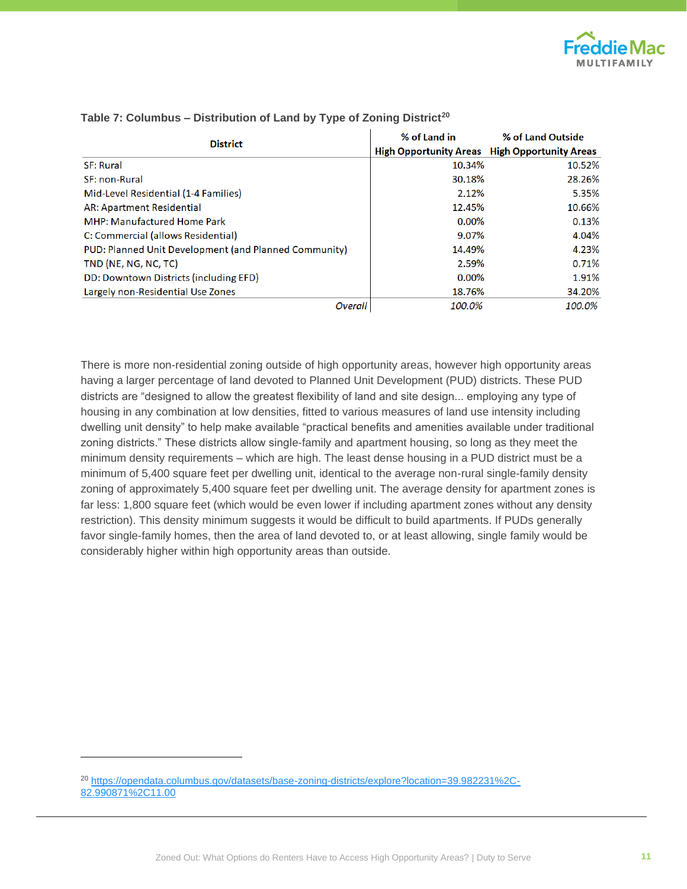**Table 7: Columbus – Distribution of Land by Type of Zoning District**[20]

| District | % of Land in High Opportunity Areas | % of Land Outside High Opportunity Areas |
|---|---|---|
| SF: Rural | 10.34% | 10.52% |
| SF: non-Rural | 30.18% | 28.26% |
| Mid-Level Residential (1-4 Families) | 2.12% | 5.35% |
| AR: Apartment Residential | 12.45% | 10.66% |
| MHP: Manufactured Home Park | 0.00% | 0.13% |
| C: Commercial (allows Residential) | 9.07% | 4.04% |
| PUD: Planned Unit Development (and Planned Community) | 14.49% | 4.23% |
| TND (NE, NG, NC, TC) | 2.59% | 0.71% |
| DD: Downtown Districts (including EFD) | 0.00% | 1.91% |
| Largely non-Residential Use Zones | 18.76% | 34.20% |
| *Overall* | *100.0%* | *100.0%* |

There is more non-residential zoning outside of high opportunity areas, however high opportunity areas having a larger percentage of land devoted to Planned Unit Development (PUD) districts. These PUD districts are "designed to allow the greatest flexibility of land and site design... employing any type of housing in any combination at low densities, fitted to various measures of land use intensity including dwelling unit density" to help make available "practical benefits and amenities available under traditional zoning districts." These districts allow single-family and apartment housing, so long as they meet the minimum density requirements – which are high. The least dense housing in a PUD district must be a minimum of 5,400 square feet per dwelling unit, identical to the average non-rural single-family density zoning of approximately 5,400 square feet per dwelling unit. The average density for apartment zones is far less: 1,800 square feet (which would be even lower if including apartment zones without any density restriction). This density minimum suggests it would be difficult to build apartments. If PUDs generally favor single-family homes, then the area of land devoted to, or at least allowing, single family would be considerably higher within high opportunity areas than outside.

---

[20] https://opendata.columbus.gov/datasets/base-zoning-districts/explore?location=39.982231%2C-82.990871%2C11.00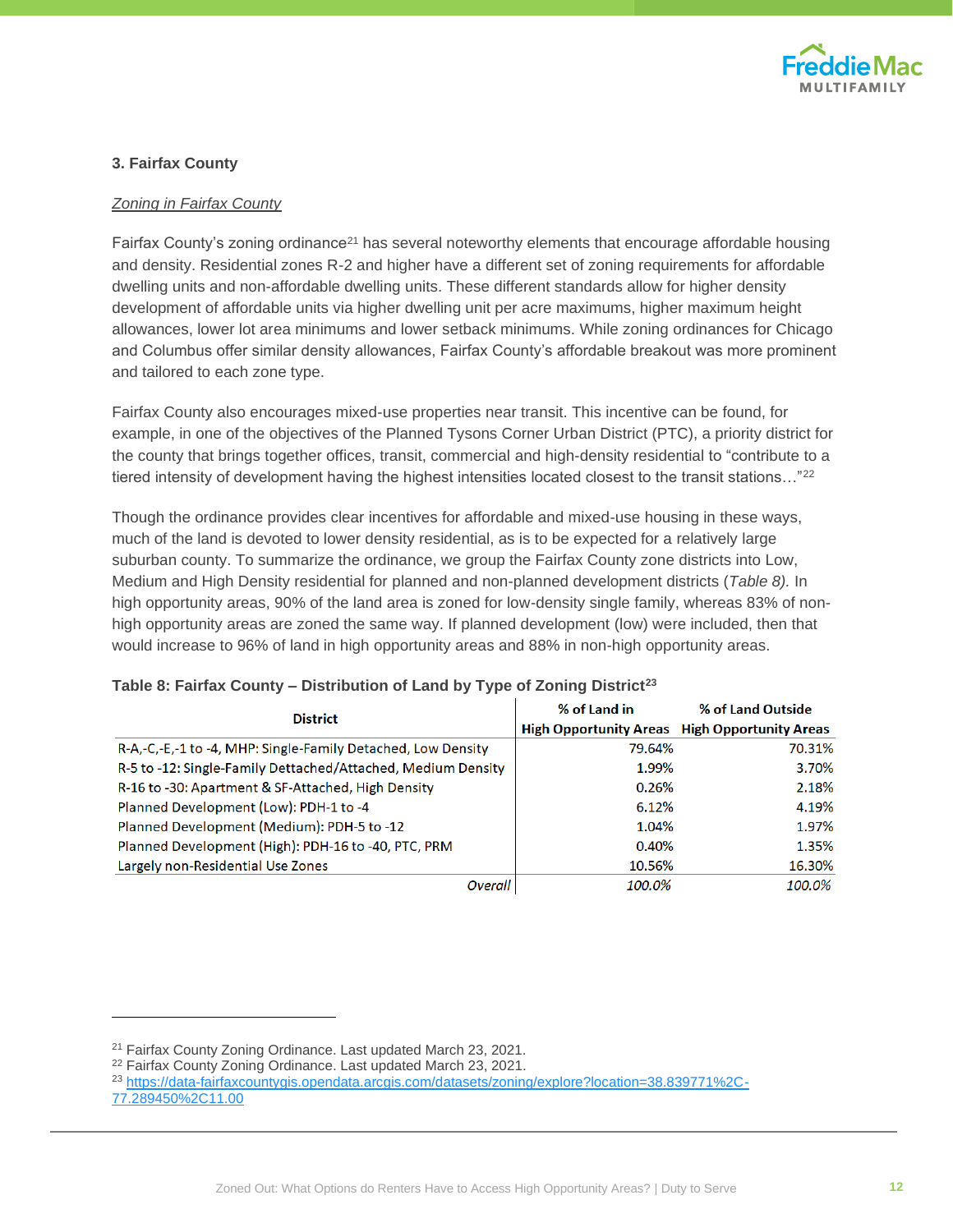### 3. Fairfax County

*Zoning in Fairfax County*

Fairfax County's zoning ordinance[21] has several noteworthy elements that encourage affordable housing and density. Residential zones R-2 and higher have a different set of zoning requirements for affordable dwelling units and non-affordable dwelling units. These different standards allow for higher density development of affordable units via higher dwelling unit per acre maximums, higher maximum height allowances, lower lot area minimums and lower setback minimums. While zoning ordinances for Chicago and Columbus offer similar density allowances, Fairfax County's affordable breakout was more prominent and tailored to each zone type.

Fairfax County also encourages mixed-use properties near transit. This incentive can be found, for example, in one of the objectives of the Planned Tysons Corner Urban District (PTC), a priority district for the county that brings together offices, transit, commercial and high-density residential to "contribute to a tiered intensity of development having the highest intensities located closest to the transit stations…"[22]

Though the ordinance provides clear incentives for affordable and mixed-use housing in these ways, much of the land is devoted to lower density residential, as is to be expected for a relatively large suburban county. To summarize the ordinance, we group the Fairfax County zone districts into Low, Medium and High Density residential for planned and non-planned development districts (*Table 8).* In high opportunity areas, 90% of the land area is zoned for low-density single family, whereas 83% of non-high opportunity areas are zoned the same way. If planned development (low) were included, then that would increase to 96% of land in high opportunity areas and 88% in non-high opportunity areas.

**Table 8: Fairfax County – Distribution of Land by Type of Zoning District[23]**

| District | % of Land in High Opportunity Areas | % of Land Outside High Opportunity Areas |
|---|---|---|
| R-A,-C,-E,-1 to -4, MHP: Single-Family Detached, Low Density | 79.64% | 70.31% |
| R-5 to -12: Single-Family Dettached/Attached, Medium Density | 1.99% | 3.70% |
| R-16 to -30: Apartment & SF-Attached, High Density | 0.26% | 2.18% |
| Planned Development (Low): PDH-1 to -4 | 6.12% | 4.19% |
| Planned Development (Medium): PDH-5 to -12 | 1.04% | 1.97% |
| Planned Development (High): PDH-16 to -40, PTC, PRM | 0.40% | 1.35% |
| Largely non-Residential Use Zones | 10.56% | 16.30% |
| *Overall* | *100.0%* | *100.0%* |

[21] Fairfax County Zoning Ordinance. Last updated March 23, 2021.
[22] Fairfax County Zoning Ordinance. Last updated March 23, 2021.
[23] https://data-fairfaxcountygis.opendata.arcgis.com/datasets/zoning/explore?location=38.839771%2C-77.289450%2C11.00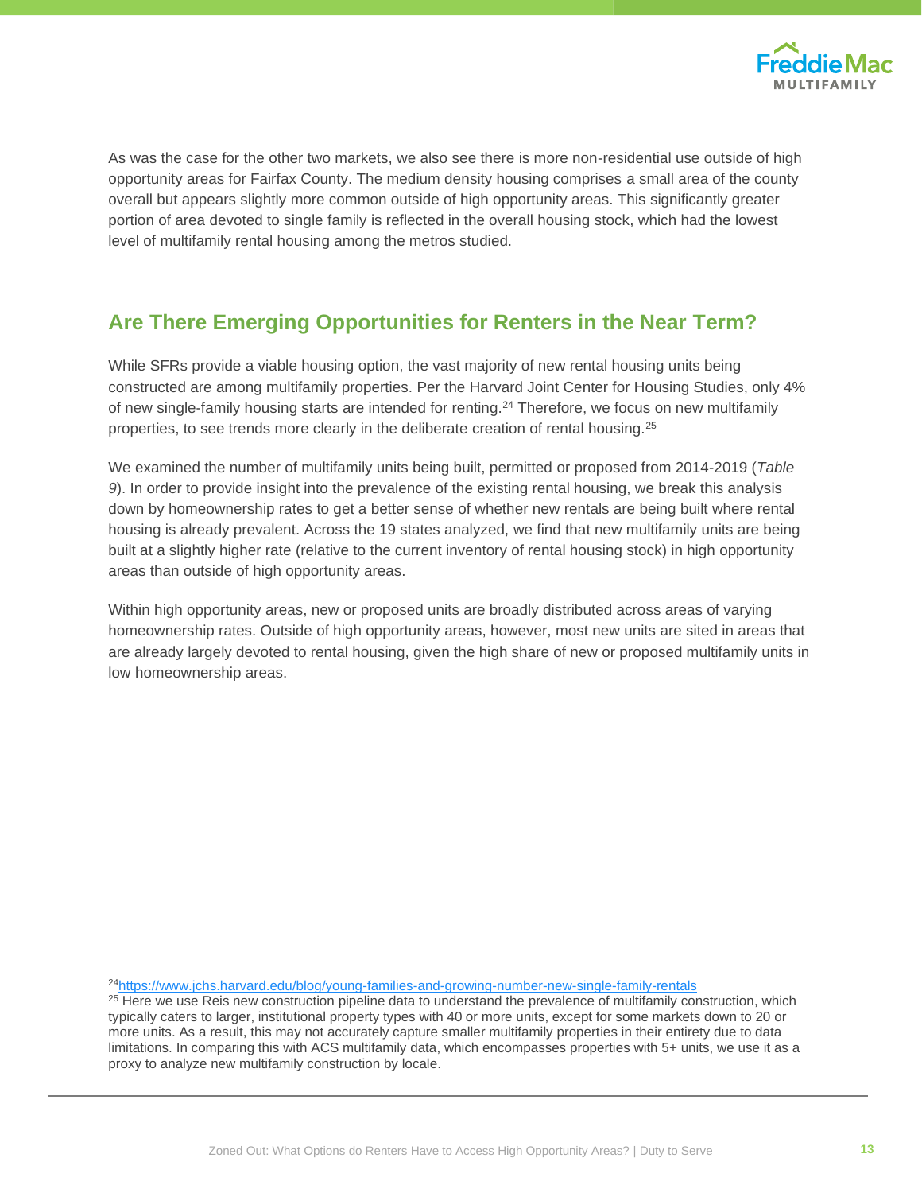As was the case for the other two markets, we also see there is more non-residential use outside of high opportunity areas for Fairfax County. The medium density housing comprises a small area of the county overall but appears slightly more common outside of high opportunity areas. This significantly greater portion of area devoted to single family is reflected in the overall housing stock, which had the lowest level of multifamily rental housing among the metros studied.

## Are There Emerging Opportunities for Renters in the Near Term?

While SFRs provide a viable housing option, the vast majority of new rental housing units being constructed are among multifamily properties. Per the Harvard Joint Center for Housing Studies, only 4% of new single-family housing starts are intended for renting.[24] Therefore, we focus on new multifamily properties, to see trends more clearly in the deliberate creation of rental housing.[25]

We examined the number of multifamily units being built, permitted or proposed from 2014-2019 (*Table 9*). In order to provide insight into the prevalence of the existing rental housing, we break this analysis down by homeownership rates to get a better sense of whether new rentals are being built where rental housing is already prevalent. Across the 19 states analyzed, we find that new multifamily units are being built at a slightly higher rate (relative to the current inventory of rental housing stock) in high opportunity areas than outside of high opportunity areas.

Within high opportunity areas, new or proposed units are broadly distributed across areas of varying homeownership rates. Outside of high opportunity areas, however, most new units are sited in areas that are already largely devoted to rental housing, given the high share of new or proposed multifamily units in low homeownership areas.

---

[24] https://www.jchs.harvard.edu/blog/young-families-and-growing-number-new-single-family-rentals

[25] Here we use Reis new construction pipeline data to understand the prevalence of multifamily construction, which typically caters to larger, institutional property types with 40 or more units, except for some markets down to 20 or more units. As a result, this may not accurately capture smaller multifamily properties in their entirety due to data limitations. In comparing this with ACS multifamily data, which encompasses properties with 5+ units, we use it as a proxy to analyze new multifamily construction by locale.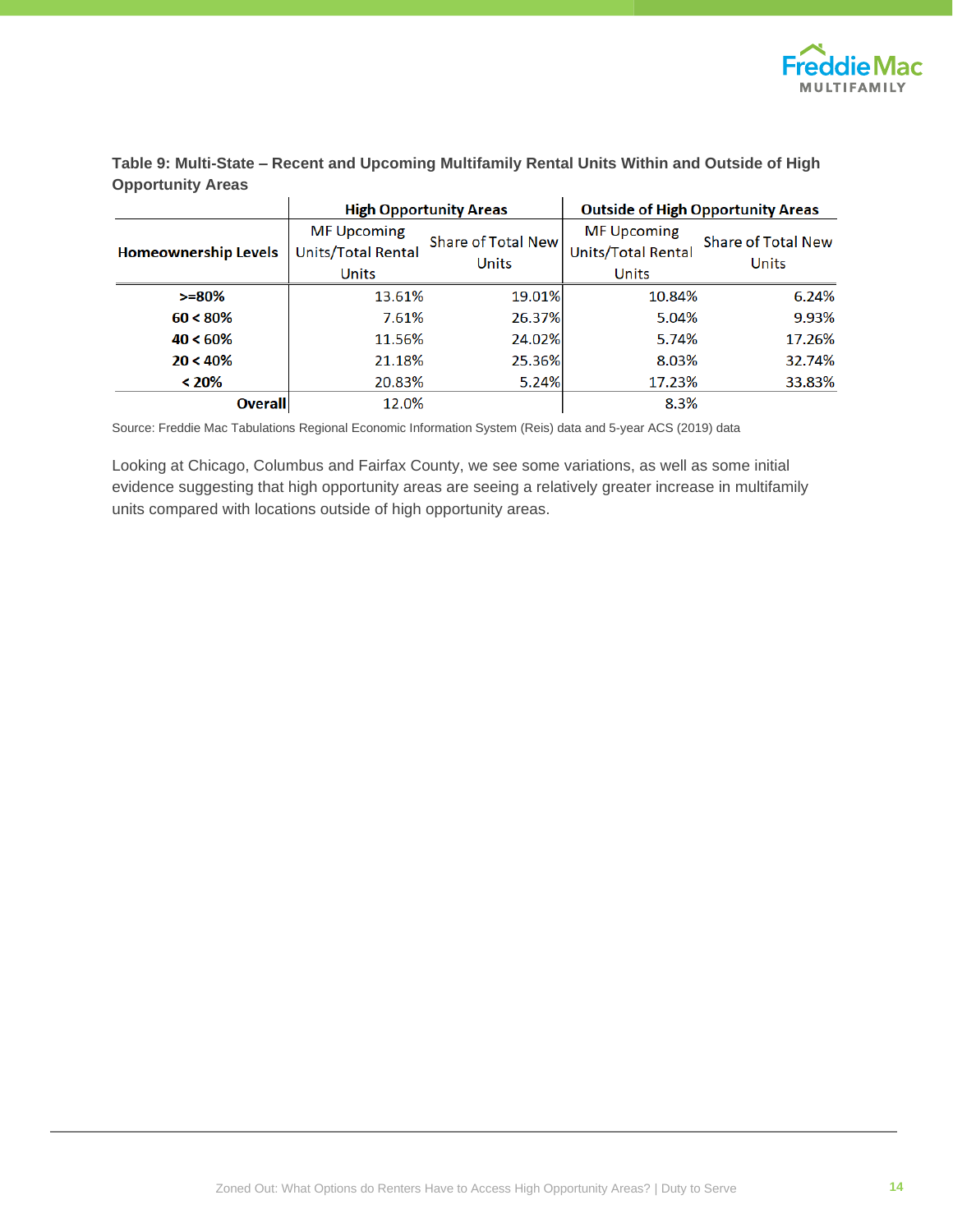**Table 9: Multi-State – Recent and Upcoming Multifamily Rental Units Within and Outside of High Opportunity Areas**

| | High Opportunity Areas | | Outside of High Opportunity Areas | |
|---|---|---|---|---|
| **Homeownership Levels** | MF Upcoming Units/Total Rental Units | Share of Total New Units | MF Upcoming Units/Total Rental Units | Share of Total New Units |
| **>=80%** | 13.61% | 19.01% | 10.84% | 6.24% |
| **60 < 80%** | 7.61% | 26.37% | 5.04% | 9.93% |
| **40 < 60%** | 11.56% | 24.02% | 5.74% | 17.26% |
| **20 < 40%** | 21.18% | 25.36% | 8.03% | 32.74% |
| **< 20%** | 20.83% | 5.24% | 17.23% | 33.83% |
| **Overall** | 12.0% | | 8.3% | |

Source: Freddie Mac Tabulations Regional Economic Information System (Reis) data and 5-year ACS (2019) data

Looking at Chicago, Columbus and Fairfax County, we see some variations, as well as some initial evidence suggesting that high opportunity areas are seeing a relatively greater increase in multifamily units compared with locations outside of high opportunity areas.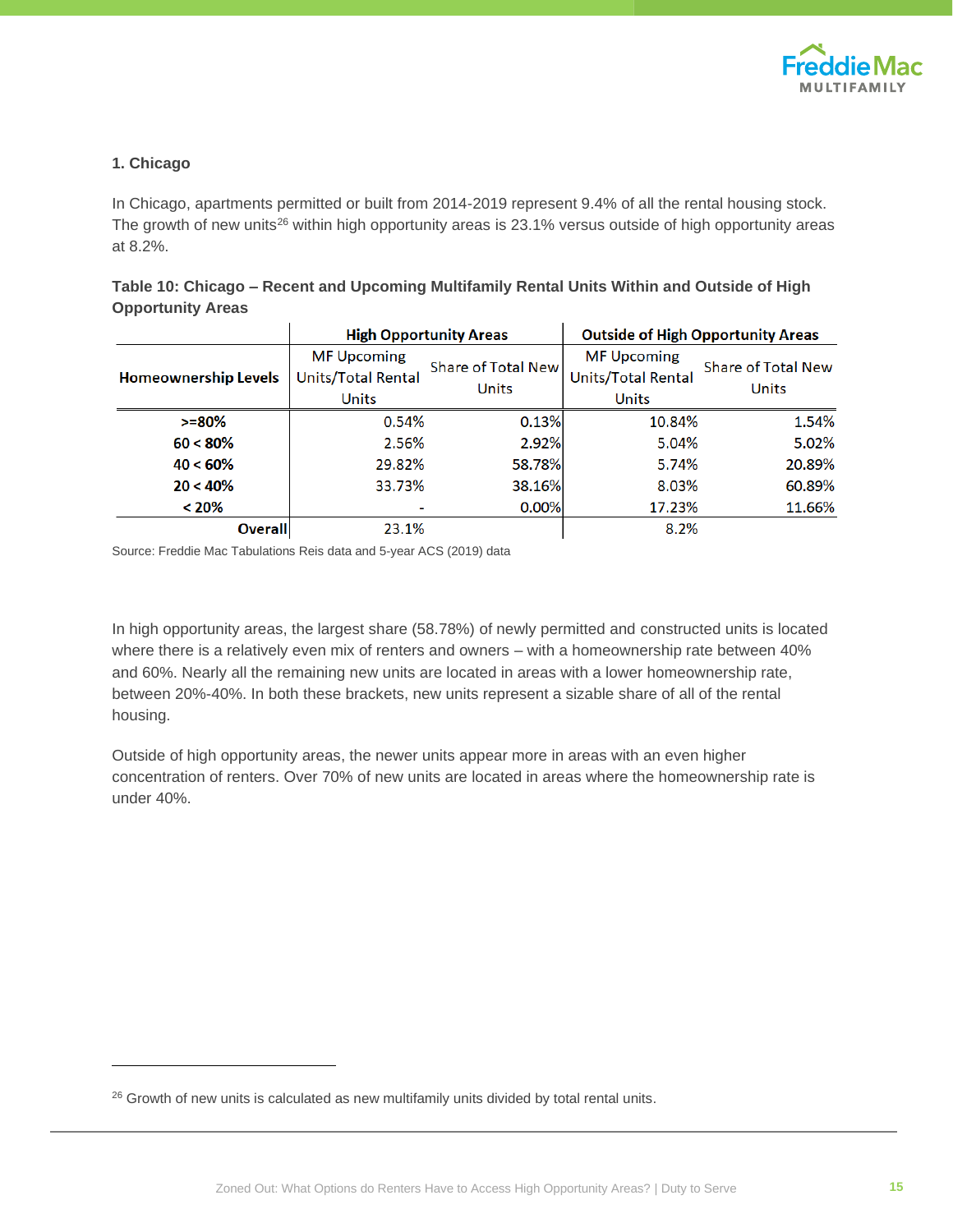### 1. Chicago

In Chicago, apartments permitted or built from 2014-2019 represent 9.4% of all the rental housing stock. The growth of new units[26] within high opportunity areas is 23.1% versus outside of high opportunity areas at 8.2%.

**Table 10: Chicago – Recent and Upcoming Multifamily Rental Units Within and Outside of High Opportunity Areas**

| | High Opportunity Areas | | Outside of High Opportunity Areas | |
|---|---|---|---|---|
| **Homeownership Levels** | MF Upcoming Units/Total Rental Units | Share of Total New Units | MF Upcoming Units/Total Rental Units | Share of Total New Units |
| **>=80%** | 0.54% | 0.13% | 10.84% | 1.54% |
| **60 < 80%** | 2.56% | 2.92% | 5.04% | 5.02% |
| **40 < 60%** | 29.82% | 58.78% | 5.74% | 20.89% |
| **20 < 40%** | 33.73% | 38.16% | 8.03% | 60.89% |
| **< 20%** | - | 0.00% | 17.23% | 11.66% |
| **Overall** | 23.1% | | 8.2% | |

Source: Freddie Mac Tabulations Reis data and 5-year ACS (2019) data

In high opportunity areas, the largest share (58.78%) of newly permitted and constructed units is located where there is a relatively even mix of renters and owners – with a homeownership rate between 40% and 60%. Nearly all the remaining new units are located in areas with a lower homeownership rate, between 20%-40%. In both these brackets, new units represent a sizable share of all of the rental housing.

Outside of high opportunity areas, the newer units appear more in areas with an even higher concentration of renters. Over 70% of new units are located in areas where the homeownership rate is under 40%.

[26] Growth of new units is calculated as new multifamily units divided by total rental units.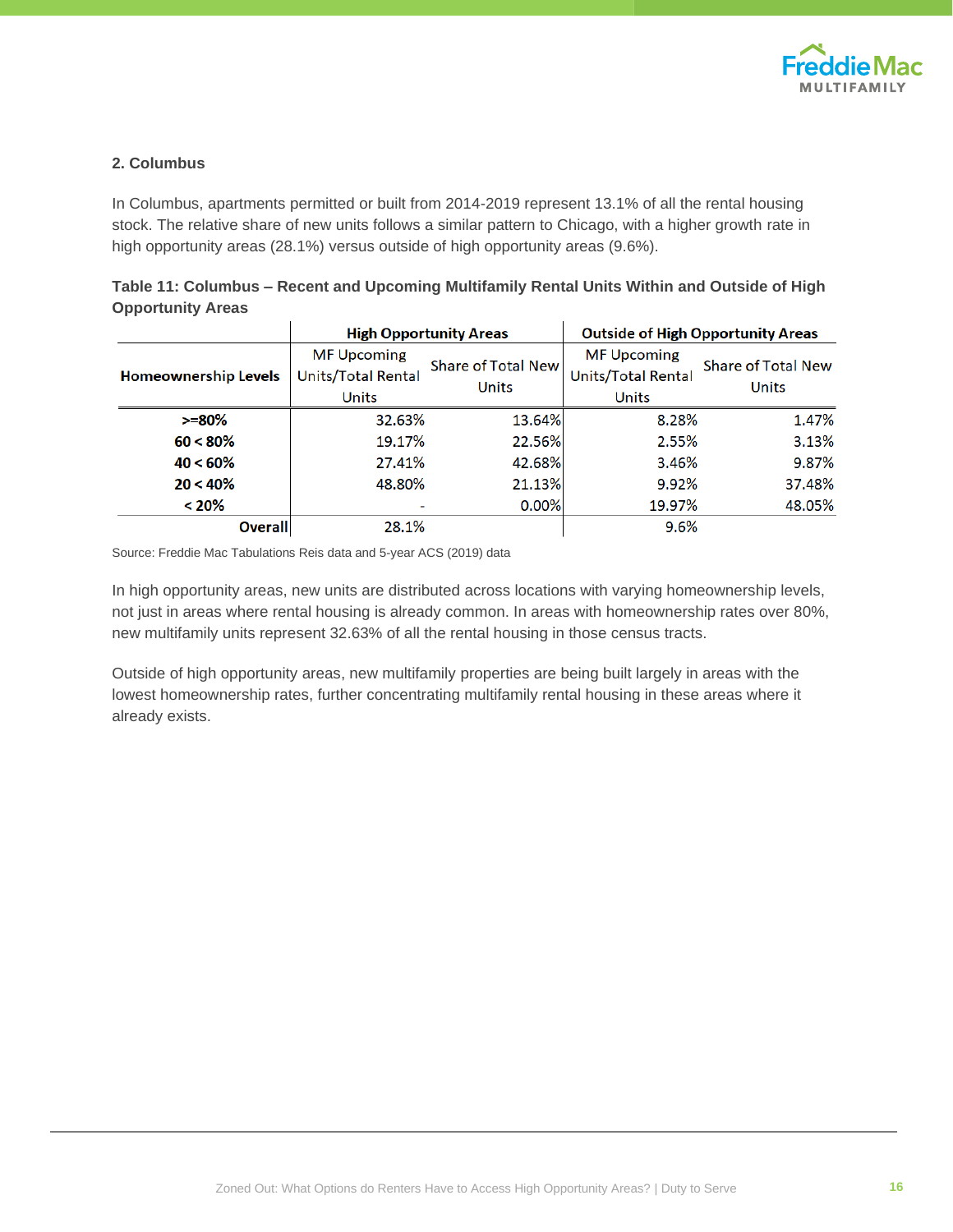### 2. Columbus

In Columbus, apartments permitted or built from 2014-2019 represent 13.1% of all the rental housing stock. The relative share of new units follows a similar pattern to Chicago, with a higher growth rate in high opportunity areas (28.1%) versus outside of high opportunity areas (9.6%).

**Table 11: Columbus – Recent and Upcoming Multifamily Rental Units Within and Outside of High Opportunity Areas**

| | High Opportunity Areas | | Outside of High Opportunity Areas | |
|---|---|---|---|---|
| **Homeownership Levels** | MF Upcoming Units/Total Rental Units | Share of Total New Units | MF Upcoming Units/Total Rental Units | Share of Total New Units |
| **>=80%** | 32.63% | 13.64% | 8.28% | 1.47% |
| **60 < 80%** | 19.17% | 22.56% | 2.55% | 3.13% |
| **40 < 60%** | 27.41% | 42.68% | 3.46% | 9.87% |
| **20 < 40%** | 48.80% | 21.13% | 9.92% | 37.48% |
| **< 20%** | - | 0.00% | 19.97% | 48.05% |
| **Overall** | 28.1% | | 9.6% | |

Source: Freddie Mac Tabulations Reis data and 5-year ACS (2019) data

In high opportunity areas, new units are distributed across locations with varying homeownership levels, not just in areas where rental housing is already common. In areas with homeownership rates over 80%, new multifamily units represent 32.63% of all the rental housing in those census tracts.

Outside of high opportunity areas, new multifamily properties are being built largely in areas with the lowest homeownership rates, further concentrating multifamily rental housing in these areas where it already exists.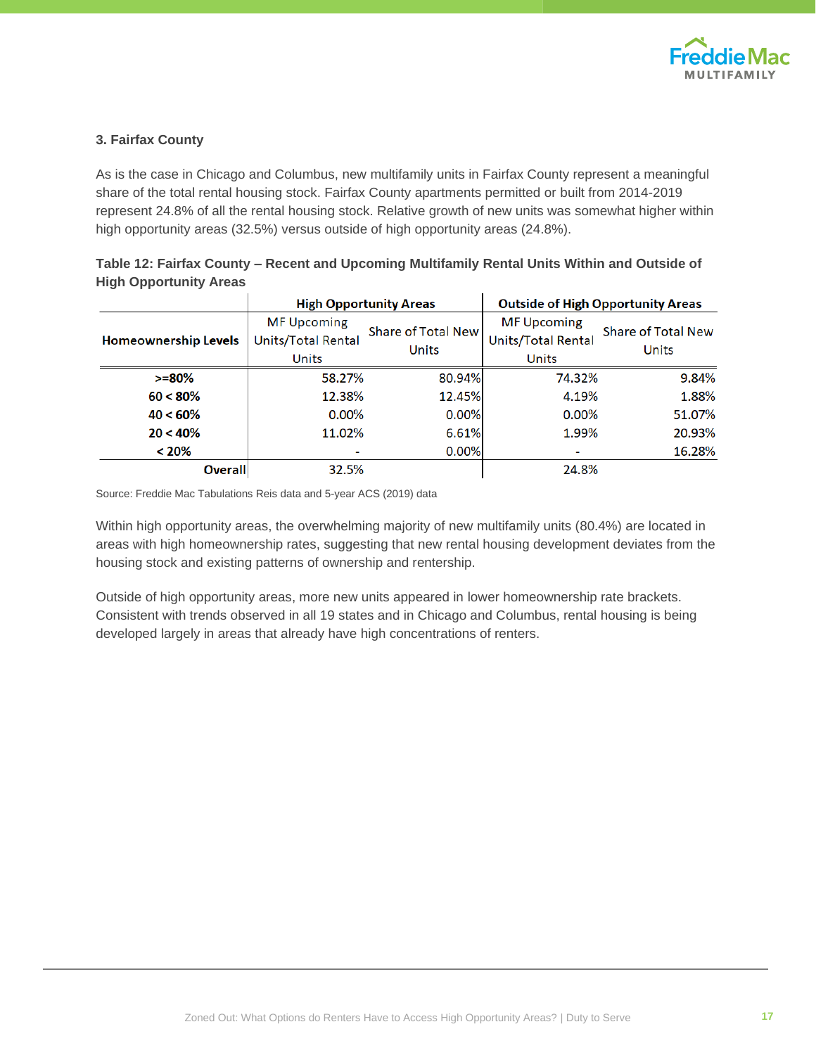### 3. Fairfax County

As is the case in Chicago and Columbus, new multifamily units in Fairfax County represent a meaningful share of the total rental housing stock. Fairfax County apartments permitted or built from 2014-2019 represent 24.8% of all the rental housing stock. Relative growth of new units was somewhat higher within high opportunity areas (32.5%) versus outside of high opportunity areas (24.8%).

**Table 12: Fairfax County – Recent and Upcoming Multifamily Rental Units Within and Outside of High Opportunity Areas**

| | High Opportunity Areas | | Outside of High Opportunity Areas | |
|---|---|---|---|---|
| **Homeownership Levels** | MF Upcoming Units/Total Rental Units | Share of Total New Units | MF Upcoming Units/Total Rental Units | Share of Total New Units |
| **>=80%** | 58.27% | 80.94% | 74.32% | 9.84% |
| **60 < 80%** | 12.38% | 12.45% | 4.19% | 1.88% |
| **40 < 60%** | 0.00% | 0.00% | 0.00% | 51.07% |
| **20 < 40%** | 11.02% | 6.61% | 1.99% | 20.93% |
| **< 20%** | - | 0.00% | - | 16.28% |
| **Overall** | 32.5% | | 24.8% | |

Source: Freddie Mac Tabulations Reis data and 5-year ACS (2019) data

Within high opportunity areas, the overwhelming majority of new multifamily units (80.4%) are located in areas with high homeownership rates, suggesting that new rental housing development deviates from the housing stock and existing patterns of ownership and rentership.

Outside of high opportunity areas, more new units appeared in lower homeownership rate brackets. Consistent with trends observed in all 19 states and in Chicago and Columbus, rental housing is being developed largely in areas that already have high concentrations of renters.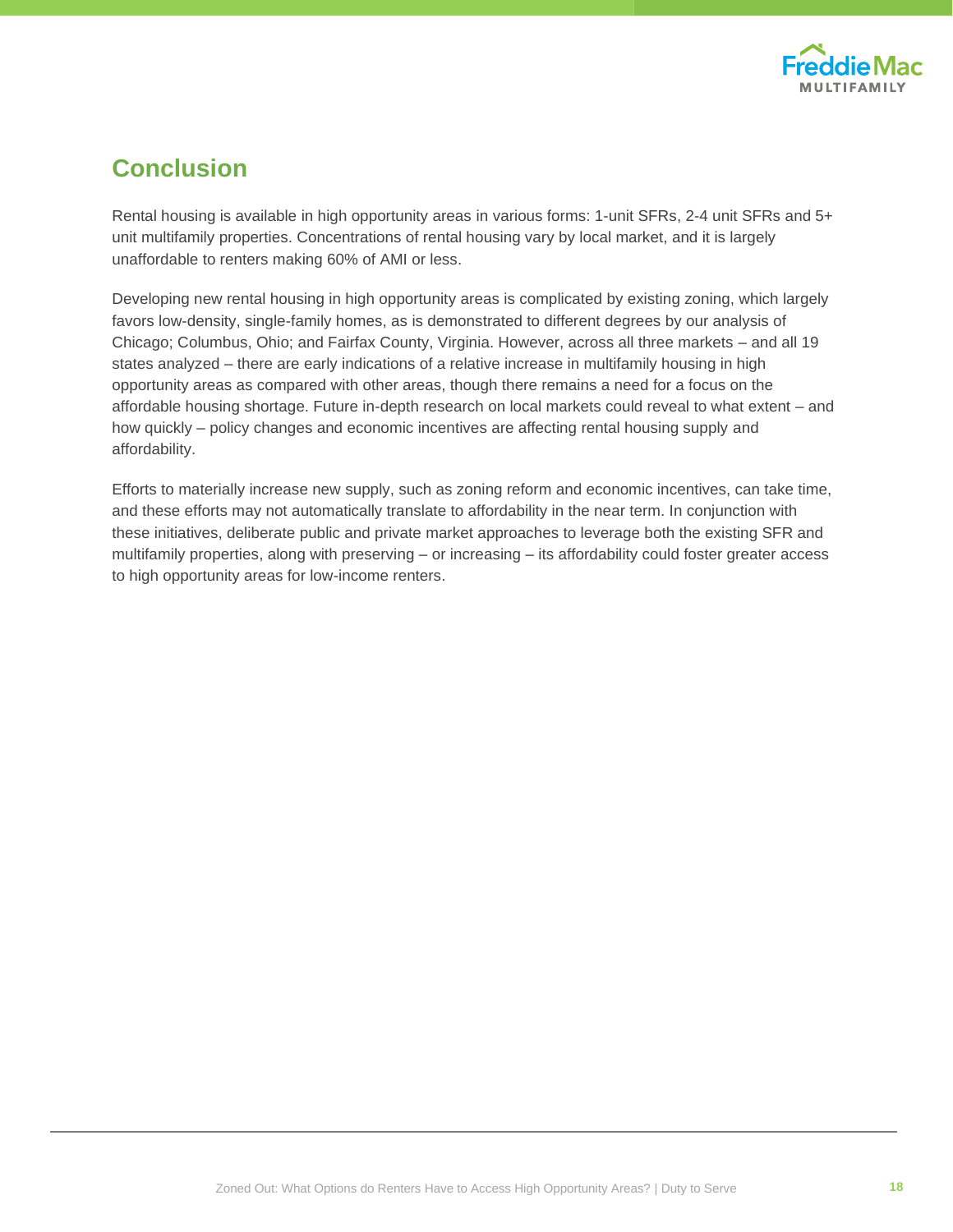## Conclusion

Rental housing is available in high opportunity areas in various forms: 1-unit SFRs, 2-4 unit SFRs and 5+ unit multifamily properties. Concentrations of rental housing vary by local market, and it is largely unaffordable to renters making 60% of AMI or less.

Developing new rental housing in high opportunity areas is complicated by existing zoning, which largely favors low-density, single-family homes, as is demonstrated to different degrees by our analysis of Chicago; Columbus, Ohio; and Fairfax County, Virginia. However, across all three markets – and all 19 states analyzed – there are early indications of a relative increase in multifamily housing in high opportunity areas as compared with other areas, though there remains a need for a focus on the affordable housing shortage. Future in-depth research on local markets could reveal to what extent – and how quickly – policy changes and economic incentives are affecting rental housing supply and affordability.

Efforts to materially increase new supply, such as zoning reform and economic incentives, can take time, and these efforts may not automatically translate to affordability in the near term. In conjunction with these initiatives, deliberate public and private market approaches to leverage both the existing SFR and multifamily properties, along with preserving – or increasing – its affordability could foster greater access to high opportunity areas for low-income renters.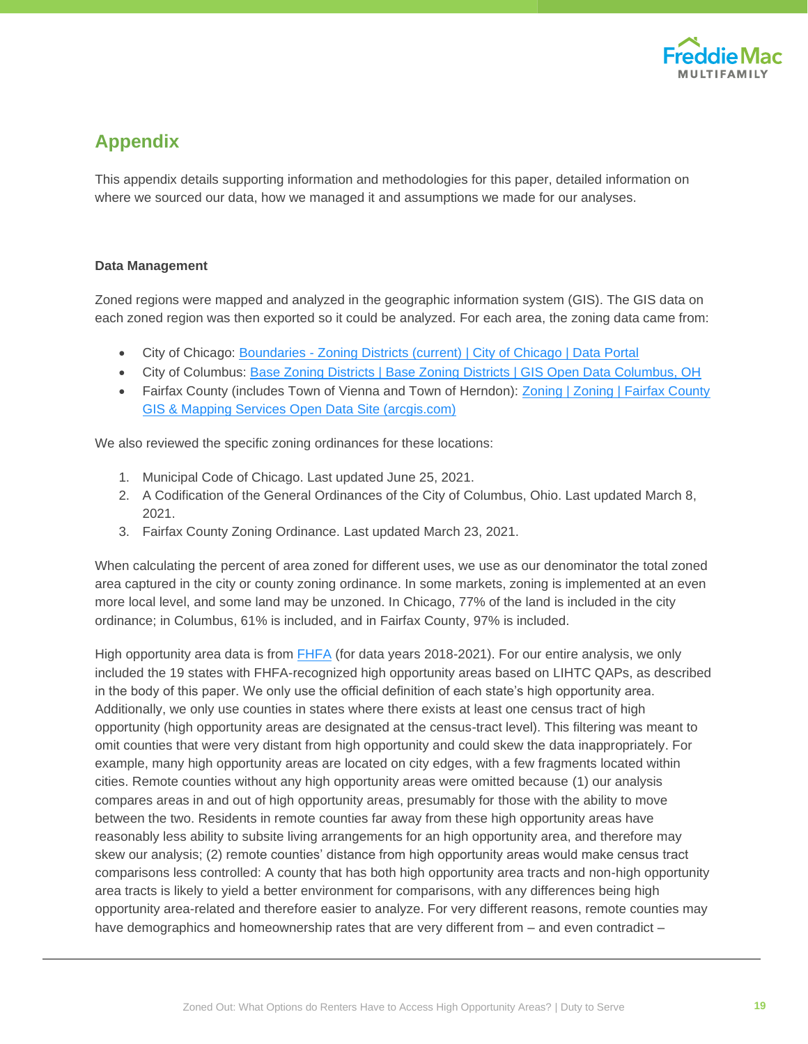## Appendix

This appendix details supporting information and methodologies for this paper, detailed information on where we sourced our data, how we managed it and assumptions we made for our analyses.

**Data Management**

Zoned regions were mapped and analyzed in the geographic information system (GIS). The GIS data on each zoned region was then exported so it could be analyzed. For each area, the zoning data came from:

- City of Chicago: Boundaries - Zoning Districts (current) | City of Chicago | Data Portal
- City of Columbus: Base Zoning Districts | Base Zoning Districts | GIS Open Data Columbus, OH
- Fairfax County (includes Town of Vienna and Town of Herndon): Zoning | Zoning | Fairfax County GIS & Mapping Services Open Data Site (arcgis.com)

We also reviewed the specific zoning ordinances for these locations:

1. Municipal Code of Chicago. Last updated June 25, 2021.
2. A Codification of the General Ordinances of the City of Columbus, Ohio. Last updated March 8, 2021.
3. Fairfax County Zoning Ordinance. Last updated March 23, 2021.

When calculating the percent of area zoned for different uses, we use as our denominator the total zoned area captured in the city or county zoning ordinance. In some markets, zoning is implemented at an even more local level, and some land may be unzoned. In Chicago, 77% of the land is included in the city ordinance; in Columbus, 61% is included, and in Fairfax County, 97% is included.

High opportunity area data is from FHFA (for data years 2018-2021). For our entire analysis, we only included the 19 states with FHFA-recognized high opportunity areas based on LIHTC QAPs, as described in the body of this paper. We only use the official definition of each state's high opportunity area. Additionally, we only use counties in states where there exists at least one census tract of high opportunity (high opportunity areas are designated at the census-tract level). This filtering was meant to omit counties that were very distant from high opportunity and could skew the data inappropriately. For example, many high opportunity areas are located on city edges, with a few fragments located within cities. Remote counties without any high opportunity areas were omitted because (1) our analysis compares areas in and out of high opportunity areas, presumably for those with the ability to move between the two. Residents in remote counties far away from these high opportunity areas have reasonably less ability to subsite living arrangements for an high opportunity area, and therefore may skew our analysis; (2) remote counties' distance from high opportunity areas would make census tract comparisons less controlled: A county that has both high opportunity area tracts and non-high opportunity area tracts is likely to yield a better environment for comparisons, with any differences being high opportunity area-related and therefore easier to analyze. For very different reasons, remote counties may have demographics and homeownership rates that are very different from – and even contradict –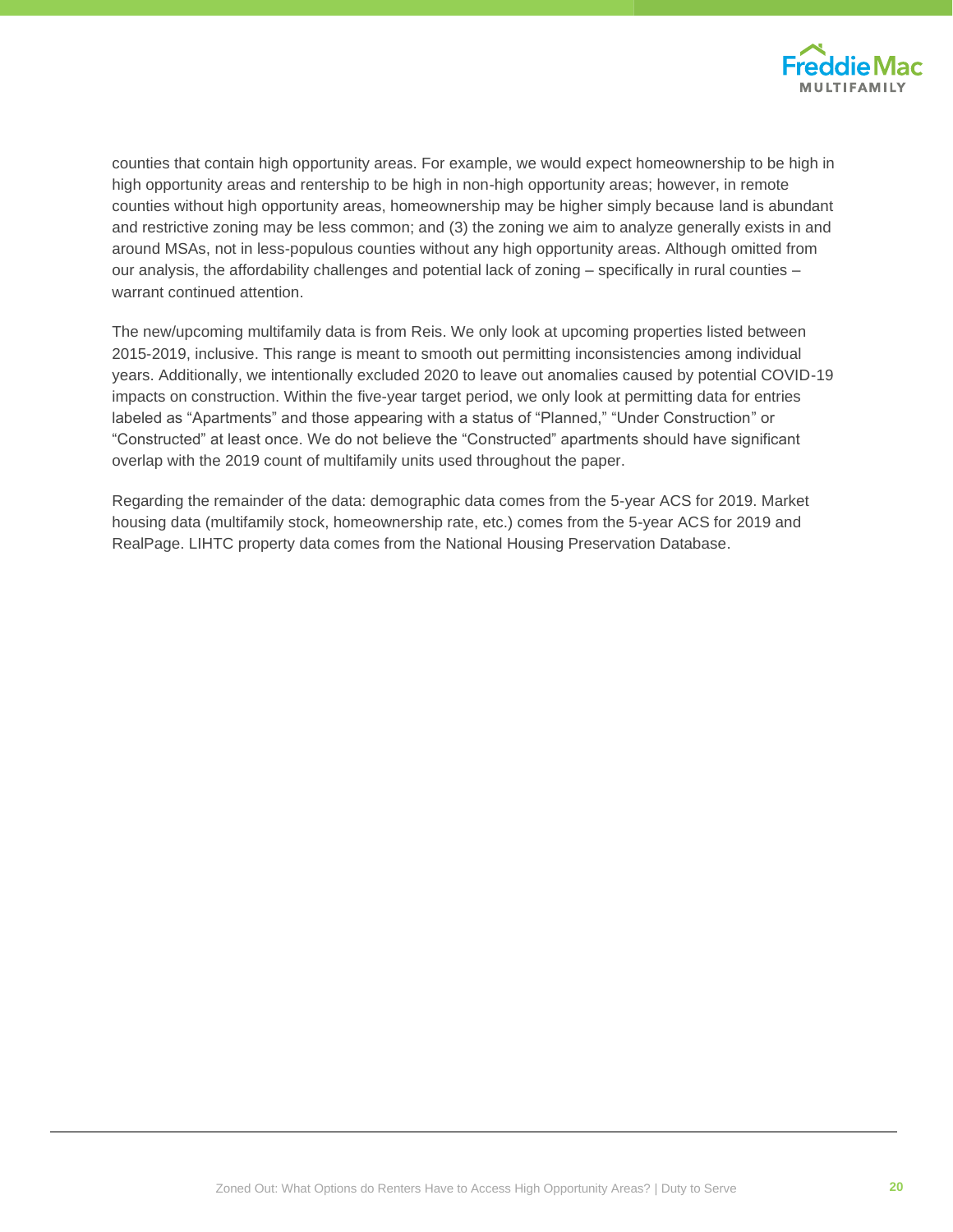counties that contain high opportunity areas. For example, we would expect homeownership to be high in high opportunity areas and rentership to be high in non-high opportunity areas; however, in remote counties without high opportunity areas, homeownership may be higher simply because land is abundant and restrictive zoning may be less common; and (3) the zoning we aim to analyze generally exists in and around MSAs, not in less-populous counties without any high opportunity areas. Although omitted from our analysis, the affordability challenges and potential lack of zoning – specifically in rural counties – warrant continued attention.

The new/upcoming multifamily data is from Reis. We only look at upcoming properties listed between 2015-2019, inclusive. This range is meant to smooth out permitting inconsistencies among individual years. Additionally, we intentionally excluded 2020 to leave out anomalies caused by potential COVID-19 impacts on construction. Within the five-year target period, we only look at permitting data for entries labeled as "Apartments" and those appearing with a status of "Planned," "Under Construction" or "Constructed" at least once. We do not believe the "Constructed" apartments should have significant overlap with the 2019 count of multifamily units used throughout the paper.

Regarding the remainder of the data: demographic data comes from the 5-year ACS for 2019. Market housing data (multifamily stock, homeownership rate, etc.) comes from the 5-year ACS for 2019 and RealPage. LIHTC property data comes from the National Housing Preservation Database.